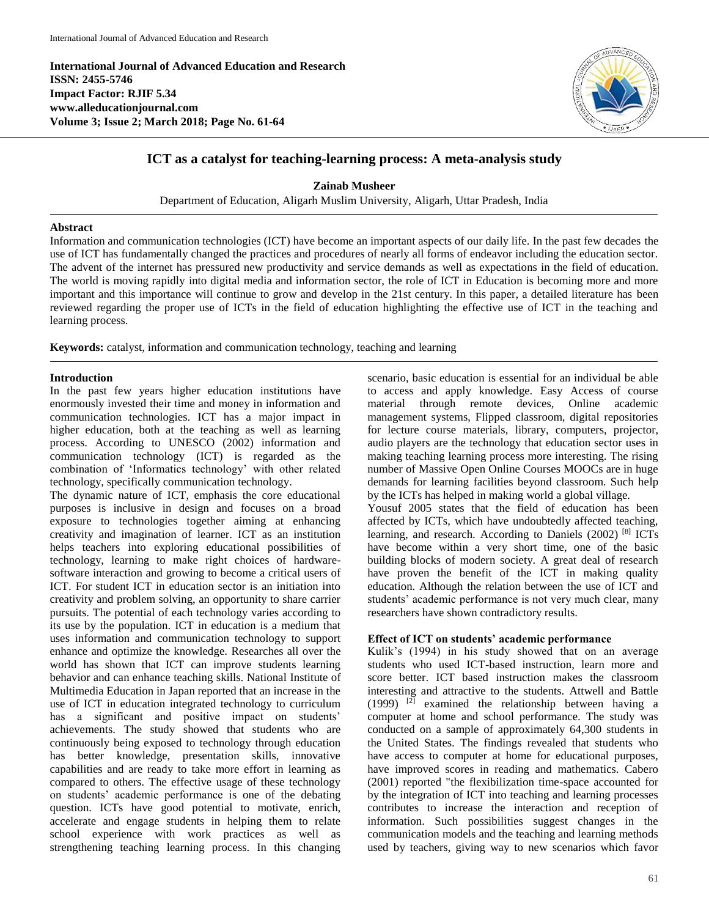**International Journal of Advanced Education and Research**
**ISSN: 2455-5746**
**Impact Factor: RJIF 5.34**
**www.alleducationjournal.com**
**Volume 3; Issue 2; March 2018; Page No. 61-64**

# ICT as a catalyst for teaching-learning process: A meta-analysis study

**Zainab Musheer**

Department of Education, Aligarh Muslim University, Aligarh, Uttar Pradesh, India

## Abstract

Information and communication technologies (ICT) have become an important aspects of our daily life. In the past few decades the use of ICT has fundamentally changed the practices and procedures of nearly all forms of endeavor including the education sector. The advent of the internet has pressured new productivity and service demands as well as expectations in the field of education. The world is moving rapidly into digital media and information sector, the role of ICT in Education is becoming more and more important and this importance will continue to grow and develop in the 21st century. In this paper, a detailed literature has been reviewed regarding the proper use of ICTs in the field of education highlighting the effective use of ICT in the teaching and learning process.

**Keywords:** catalyst, information and communication technology, teaching and learning

## Introduction

In the past few years higher education institutions have enormously invested their time and money in information and communication technologies. ICT has a major impact in higher education, both at the teaching as well as learning process. According to UNESCO (2002) information and communication technology (ICT) is regarded as the combination of 'Informatics technology' with other related technology, specifically communication technology.

The dynamic nature of ICT, emphasis the core educational purposes is inclusive in design and focuses on a broad exposure to technologies together aiming at enhancing creativity and imagination of learner. ICT as an institution helps teachers into exploring educational possibilities of technology, learning to make right choices of hardware-software interaction and growing to become a critical users of ICT. For student ICT in education sector is an initiation into creativity and problem solving, an opportunity to share carrier pursuits. The potential of each technology varies according to its use by the population. ICT in education is a medium that uses information and communication technology to support enhance and optimize the knowledge. Researches all over the world has shown that ICT can improve students learning behavior and can enhance teaching skills. National Institute of Multimedia Education in Japan reported that an increase in the use of ICT in education integrated technology to curriculum has a significant and positive impact on students' achievements. The study showed that students who are continuously being exposed to technology through education has better knowledge, presentation skills, innovative capabilities and are ready to take more effort in learning as compared to others. The effective usage of these technology on students' academic performance is one of the debating question. ICTs have good potential to motivate, enrich, accelerate and engage students in helping them to relate school experience with work practices as well as strengthening teaching learning process. In this changing scenario, basic education is essential for an individual be able to access and apply knowledge. Easy Access of course material through remote devices, Online academic management systems, Flipped classroom, digital repositories for lecture course materials, library, computers, projector, audio players are the technology that education sector uses in making teaching learning process more interesting. The rising number of Massive Open Online Courses MOOCs are in huge demands for learning facilities beyond classroom. Such help by the ICTs has helped in making world a global village.

Yousuf 2005 states that the field of education has been affected by ICTs, which have undoubtedly affected teaching, learning, and research. According to Daniels (2002) [8] ICTs have become within a very short time, one of the basic building blocks of modern society. A great deal of research have proven the benefit of the ICT in making quality education. Although the relation between the use of ICT and students' academic performance is not very much clear, many researchers have shown contradictory results.

### Effect of ICT on students' academic performance

Kulik's (1994) in his study showed that on an average students who used ICT-based instruction, learn more and score better. ICT based instruction makes the classroom interesting and attractive to the students. Attwell and Battle (1999) [2] examined the relationship between having a computer at home and school performance. The study was conducted on a sample of approximately 64,300 students in the United States. The findings revealed that students who have access to computer at home for educational purposes, have improved scores in reading and mathematics. Cabero (2001) reported "the flexibilization time-space accounted for by the integration of ICT into teaching and learning processes contributes to increase the interaction and reception of information. Such possibilities suggest changes in the communication models and the teaching and learning methods used by teachers, giving way to new scenarios which favor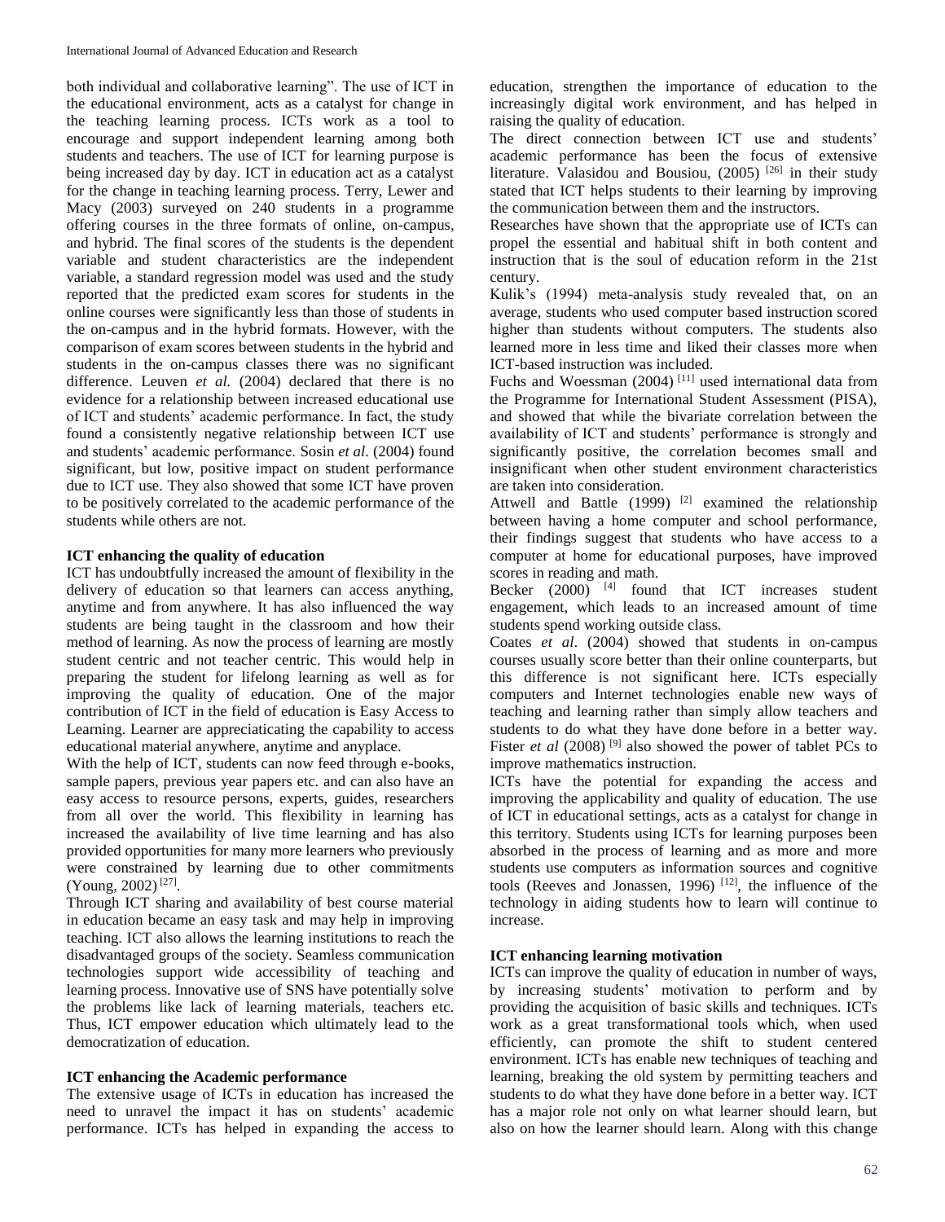both individual and collaborative learning". The use of ICT in the educational environment, acts as a catalyst for change in the teaching learning process. ICTs work as a tool to encourage and support independent learning among both students and teachers. The use of ICT for learning purpose is being increased day by day. ICT in education act as a catalyst for the change in teaching learning process. Terry, Lewer and Macy (2003) surveyed on 240 students in a programme offering courses in the three formats of online, on-campus, and hybrid. The final scores of the students is the dependent variable and student characteristics are the independent variable, a standard regression model was used and the study reported that the predicted exam scores for students in the online courses were significantly less than those of students in the on-campus and in the hybrid formats. However, with the comparison of exam scores between students in the hybrid and students in the on-campus classes there was no significant difference. Leuven *et al.* (2004) declared that there is no evidence for a relationship between increased educational use of ICT and students' academic performance. In fact, the study found a consistently negative relationship between ICT use and students' academic performance. Sosin *et al*. (2004) found significant, but low, positive impact on student performance due to ICT use. They also showed that some ICT have proven to be positively correlated to the academic performance of the students while others are not.

### ICT enhancing the quality of education

ICT has undoubtfully increased the amount of flexibility in the delivery of education so that learners can access anything, anytime and from anywhere. It has also influenced the way students are being taught in the classroom and how their method of learning. As now the process of learning are mostly student centric and not teacher centric. This would help in preparing the student for lifelong learning as well as for improving the quality of education. One of the major contribution of ICT in the field of education is Easy Access to Learning. Learner are appreciaticating the capability to access educational material anywhere, anytime and anyplace.

With the help of ICT, students can now feed through e-books, sample papers, previous year papers etc. and can also have an easy access to resource persons, experts, guides, researchers from all over the world. This flexibility in learning has increased the availability of live time learning and has also provided opportunities for many more learners who previously were constrained by learning due to other commitments (Young, 2002) [27].

Through ICT sharing and availability of best course material in education became an easy task and may help in improving teaching. ICT also allows the learning institutions to reach the disadvantaged groups of the society. Seamless communication technologies support wide accessibility of teaching and learning process. Innovative use of SNS have potentially solve the problems like lack of learning materials, teachers etc. Thus, ICT empower education which ultimately lead to the democratization of education.

### ICT enhancing the Academic performance

The extensive usage of ICTs in education has increased the need to unravel the impact it has on students' academic performance. ICTs has helped in expanding the access to education, strengthen the importance of education to the increasingly digital work environment, and has helped in raising the quality of education.

The direct connection between ICT use and students' academic performance has been the focus of extensive literature. Valasidou and Bousiou, (2005) [26] in their study stated that ICT helps students to their learning by improving the communication between them and the instructors.

Researches have shown that the appropriate use of ICTs can propel the essential and habitual shift in both content and instruction that is the soul of education reform in the 21st century.

Kulik's (1994) meta-analysis study revealed that, on an average, students who used computer based instruction scored higher than students without computers. The students also learned more in less time and liked their classes more when ICT-based instruction was included.

Fuchs and Woessman (2004) [11] used international data from the Programme for International Student Assessment (PISA), and showed that while the bivariate correlation between the availability of ICT and students' performance is strongly and significantly positive, the correlation becomes small and insignificant when other student environment characteristics are taken into consideration.

Attwell and Battle (1999) [2] examined the relationship between having a home computer and school performance, their findings suggest that students who have access to a computer at home for educational purposes, have improved scores in reading and math.

Becker (2000) [4] found that ICT increases student engagement, which leads to an increased amount of time students spend working outside class.

Coates *et al*. (2004) showed that students in on-campus courses usually score better than their online counterparts, but this difference is not significant here. ICTs especially computers and Internet technologies enable new ways of teaching and learning rather than simply allow teachers and students to do what they have done before in a better way. Fister *et al* (2008) [9] also showed the power of tablet PCs to improve mathematics instruction.

ICTs have the potential for expanding the access and improving the applicability and quality of education. The use of ICT in educational settings, acts as a catalyst for change in this territory. Students using ICTs for learning purposes been absorbed in the process of learning and as more and more students use computers as information sources and cognitive tools (Reeves and Jonassen, 1996) [12], the influence of the technology in aiding students how to learn will continue to increase.

### ICT enhancing learning motivation

ICTs can improve the quality of education in number of ways, by increasing students' motivation to perform and by providing the acquisition of basic skills and techniques. ICTs work as a great transformational tools which, when used efficiently, can promote the shift to student centered environment. ICTs has enable new techniques of teaching and learning, breaking the old system by permitting teachers and students to do what they have done before in a better way. ICT has a major role not only on what learner should learn, but also on how the learner should learn. Along with this change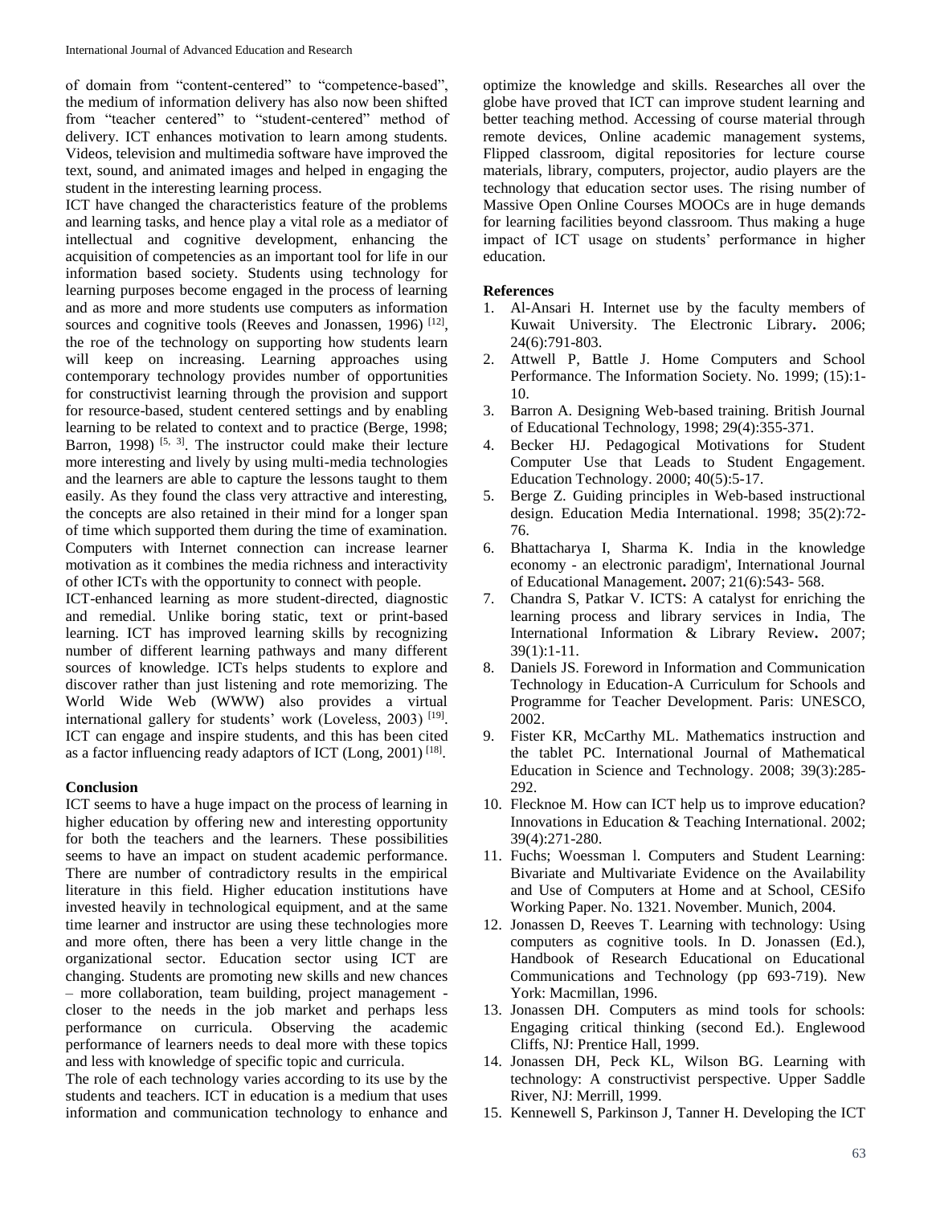of domain from "content-centered" to "competence-based", the medium of information delivery has also now been shifted from "teacher centered" to "student-centered" method of delivery. ICT enhances motivation to learn among students. Videos, television and multimedia software have improved the text, sound, and animated images and helped in engaging the student in the interesting learning process.

ICT have changed the characteristics feature of the problems and learning tasks, and hence play a vital role as a mediator of intellectual and cognitive development, enhancing the acquisition of competencies as an important tool for life in our information based society. Students using technology for learning purposes become engaged in the process of learning and as more and more students use computers as information sources and cognitive tools (Reeves and Jonassen, 1996) [12], the roe of the technology on supporting how students learn will keep on increasing. Learning approaches using contemporary technology provides number of opportunities for constructivist learning through the provision and support for resource-based, student centered settings and by enabling learning to be related to context and to practice (Berge, 1998; Barron, 1998) [5, 3]. The instructor could make their lecture more interesting and lively by using multi-media technologies and the learners are able to capture the lessons taught to them easily. As they found the class very attractive and interesting, the concepts are also retained in their mind for a longer span of time which supported them during the time of examination. Computers with Internet connection can increase learner motivation as it combines the media richness and interactivity of other ICTs with the opportunity to connect with people.

ICT-enhanced learning as more student-directed, diagnostic and remedial. Unlike boring static, text or print-based learning. ICT has improved learning skills by recognizing number of different learning pathways and many different sources of knowledge. ICTs helps students to explore and discover rather than just listening and rote memorizing. The World Wide Web (WWW) also provides a virtual international gallery for students' work (Loveless, 2003) [19]. ICT can engage and inspire students, and this has been cited as a factor influencing ready adaptors of ICT (Long, 2001) [18].

## Conclusion

ICT seems to have a huge impact on the process of learning in higher education by offering new and interesting opportunity for both the teachers and the learners. These possibilities seems to have an impact on student academic performance. There are number of contradictory results in the empirical literature in this field. Higher education institutions have invested heavily in technological equipment, and at the same time learner and instructor are using these technologies more and more often, there has been a very little change in the organizational sector. Education sector using ICT are changing. Students are promoting new skills and new chances – more collaboration, team building, project management - closer to the needs in the job market and perhaps less performance on curricula. Observing the academic performance of learners needs to deal more with these topics and less with knowledge of specific topic and curricula.

The role of each technology varies according to its use by the students and teachers. ICT in education is a medium that uses information and communication technology to enhance and optimize the knowledge and skills. Researches all over the globe have proved that ICT can improve student learning and better teaching method. Accessing of course material through remote devices, Online academic management systems, Flipped classroom, digital repositories for lecture course materials, library, computers, projector, audio players are the technology that education sector uses. The rising number of Massive Open Online Courses MOOCs are in huge demands for learning facilities beyond classroom. Thus making a huge impact of ICT usage on students' performance in higher education.

## References

1. Al-Ansari H. Internet use by the faculty members of Kuwait University. The Electronic Library**.** 2006; 24(6):791-803.
2. Attwell P, Battle J. Home Computers and School Performance. The Information Society. No. 1999; (15):1-10.
3. Barron A. Designing Web-based training. British Journal of Educational Technology, 1998; 29(4):355-371.
4. Becker HJ. Pedagogical Motivations for Student Computer Use that Leads to Student Engagement. Education Technology. 2000; 40(5):5-17.
5. Berge Z. Guiding principles in Web-based instructional design. Education Media International. 1998; 35(2):72-76.
6. Bhattacharya I, Sharma K. India in the knowledge economy - an electronic paradigm', International Journal of Educational Management**.** 2007; 21(6):543- 568.
7. Chandra S, Patkar V. ICTS: A catalyst for enriching the learning process and library services in India, The International Information & Library Review**.** 2007; 39(1):1-11.
8. Daniels JS. Foreword in Information and Communication Technology in Education-A Curriculum for Schools and Programme for Teacher Development. Paris: UNESCO, 2002.
9. Fister KR, McCarthy ML. Mathematics instruction and the tablet PC. International Journal of Mathematical Education in Science and Technology. 2008; 39(3):285-292.
10. Flecknoe M. How can ICT help us to improve education? Innovations in Education & Teaching International. 2002; 39(4):271-280.
11. Fuchs; Woessman l. Computers and Student Learning: Bivariate and Multivariate Evidence on the Availability and Use of Computers at Home and at School, CESifo Working Paper. No. 1321. November. Munich, 2004.
12. Jonassen D, Reeves T. Learning with technology: Using computers as cognitive tools. In D. Jonassen (Ed.), Handbook of Research Educational on Educational Communications and Technology (pp 693-719). New York: Macmillan, 1996.
13. Jonassen DH. Computers as mind tools for schools: Engaging critical thinking (second Ed.). Englewood Cliffs, NJ: Prentice Hall, 1999.
14. Jonassen DH, Peck KL, Wilson BG. Learning with technology: A constructivist perspective. Upper Saddle River, NJ: Merrill, 1999.
15. Kennewell S, Parkinson J, Tanner H. Developing the ICT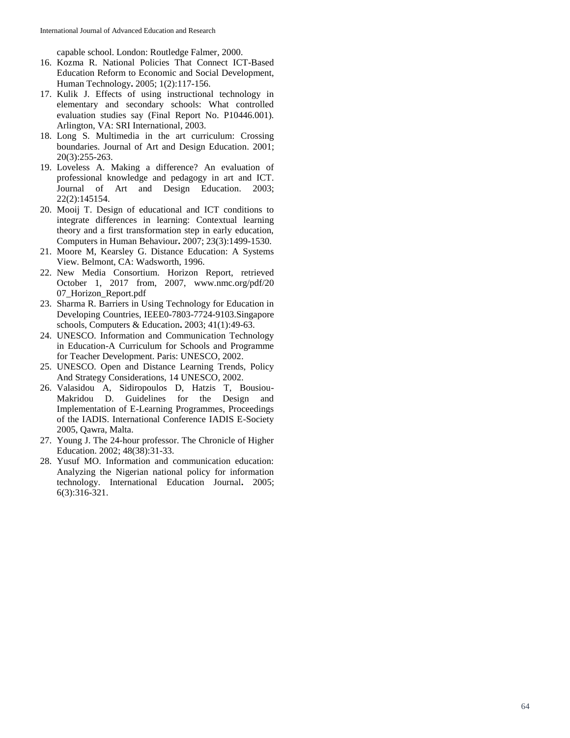capable school. London: Routledge Falmer, 2000.

16. Kozma R. National Policies That Connect ICT-Based Education Reform to Economic and Social Development, Human Technology**.** 2005; 1(2):117-156.
17. Kulik J. Effects of using instructional technology in elementary and secondary schools: What controlled evaluation studies say (Final Report No. P10446.001). Arlington, VA: SRI International, 2003.
18. Long S. Multimedia in the art curriculum: Crossing boundaries. Journal of Art and Design Education. 2001; 20(3):255-263.
19. Loveless A. Making a difference? An evaluation of professional knowledge and pedagogy in art and ICT. Journal of Art and Design Education. 2003; 22(2):145154.
20. Mooij T. Design of educational and ICT conditions to integrate differences in learning: Contextual learning theory and a first transformation step in early education, Computers in Human Behaviour**.** 2007; 23(3):1499-1530.
21. Moore M, Kearsley G. Distance Education: A Systems View. Belmont, CA: Wadsworth, 1996.
22. New Media Consortium. Horizon Report, retrieved October 1, 2017 from, 2007, www.nmc.org/pdf/2007_Horizon_Report.pdf
23. Sharma R. Barriers in Using Technology for Education in Developing Countries, IEEE0-7803-7724-9103.Singapore schools, Computers & Education**.** 2003; 41(1):49-63.
24. UNESCO. Information and Communication Technology in Education-A Curriculum for Schools and Programme for Teacher Development. Paris: UNESCO, 2002.
25. UNESCO. Open and Distance Learning Trends, Policy And Strategy Considerations, 14 UNESCO, 2002.
26. Valasidou A, Sidiropoulos D, Hatzis T, Bousiou-Makridou D. Guidelines for the Design and Implementation of E-Learning Programmes, Proceedings of the IADIS. International Conference IADIS E-Society 2005, Qawra, Malta.
27. Young J. The 24-hour professor. The Chronicle of Higher Education. 2002; 48(38):31-33.
28. Yusuf MO. Information and communication education: Analyzing the Nigerian national policy for information technology. International Education Journal**.** 2005; 6(3):316-321.